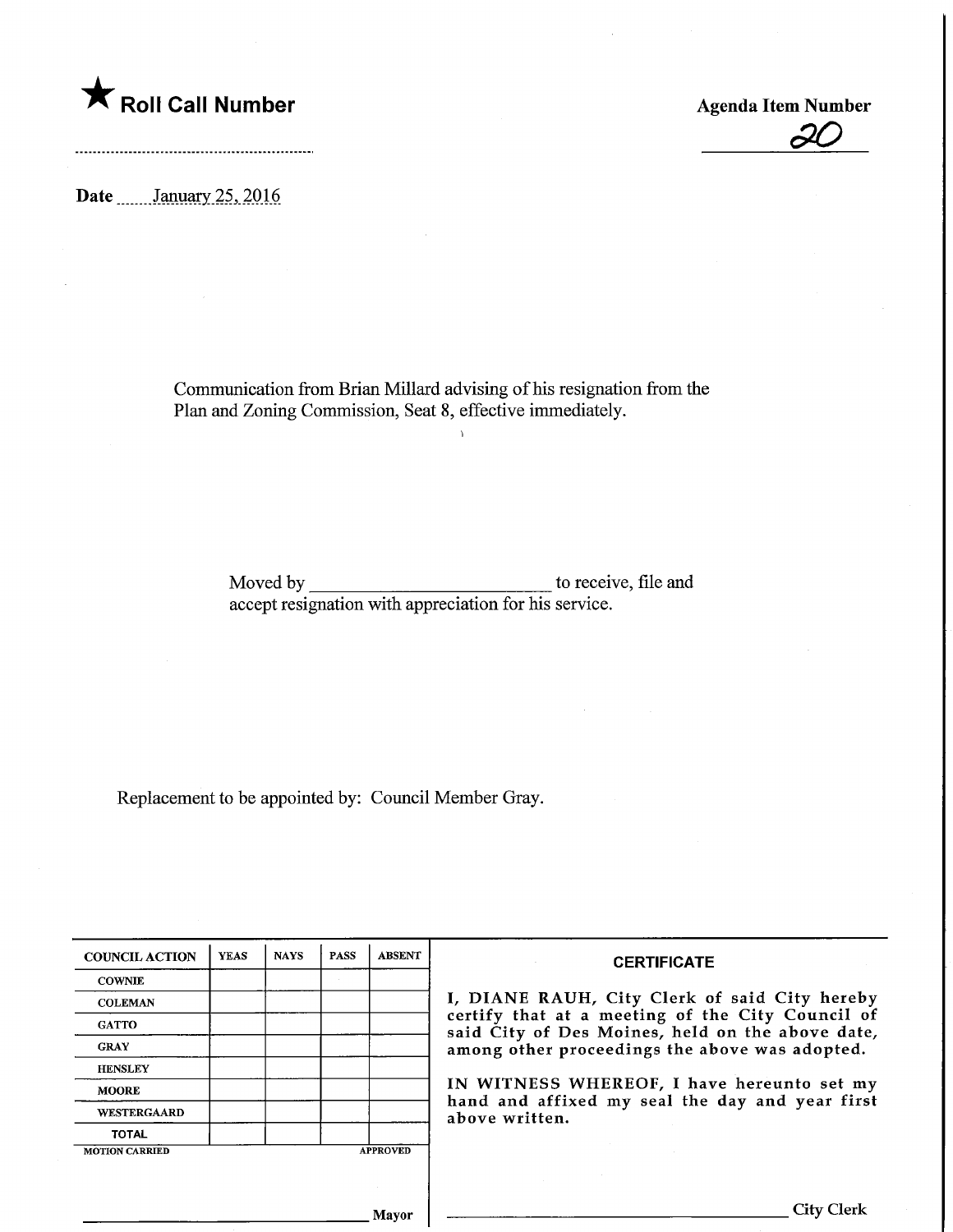★ **Roll Call Number**

**Agenda Item Number**

20

**Date** January 25, 2016

Communication from Brian Millard advising of his resignation from the Plan and Zoning Commission, Seat 8, effective immediately.

Moved by __________________________ to receive, file and accept resignation with appreciation for his service.

Replacement to be appointed by: Council Member Gray.

| COUNCIL ACTION | YEAS | NAYS | PASS | ABSENT |
|---|---|---|---|---|
| COWNIE | | | | |
| COLEMAN | | | | |
| GATTO | | | | |
| GRAY | | | | |
| HENSLEY | | | | |
| MOORE | | | | |
| WESTERGAARD | | | | |
| TOTAL | | | | |

MOTION CARRIED APPROVED

__________________________________ Mayor

**CERTIFICATE**

I, DIANE RAUH, City Clerk of said City hereby certify that at a meeting of the City Council of said City of Des Moines, held on the above date, among other proceedings the above was adopted.

IN WITNESS WHEREOF, I have hereunto set my hand and affixed my seal the day and year first above written.

__________________________________ City Clerk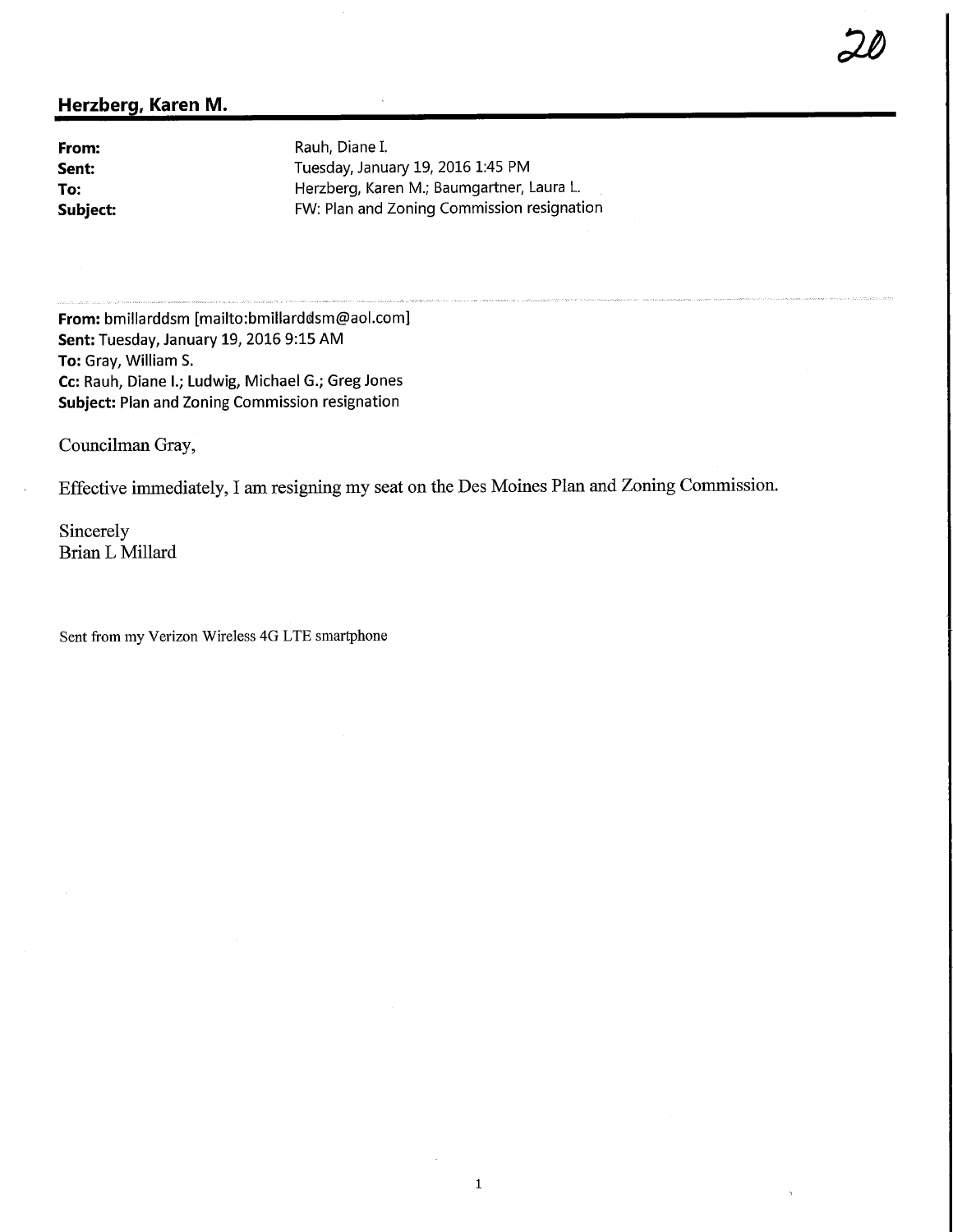20

## Herzberg, Karen M.

**From:** Rauh, Diane I.
**Sent:** Tuesday, January 19, 2016 1:45 PM
**To:** Herzberg, Karen M.; Baumgartner, Laura L.
**Subject:** FW: Plan and Zoning Commission resignation

---

**From:** bmillarddsm [mailto:bmillarddsm@aol.com]
**Sent:** Tuesday, January 19, 2016 9:15 AM
**To:** Gray, William S.
**Cc:** Rauh, Diane I.; Ludwig, Michael G.; Greg Jones
**Subject:** Plan and Zoning Commission resignation

Councilman Gray,

Effective immediately, I am resigning my seat on the Des Moines Plan and Zoning Commission.

Sincerely
Brian L Millard

Sent from my Verizon Wireless 4G LTE smartphone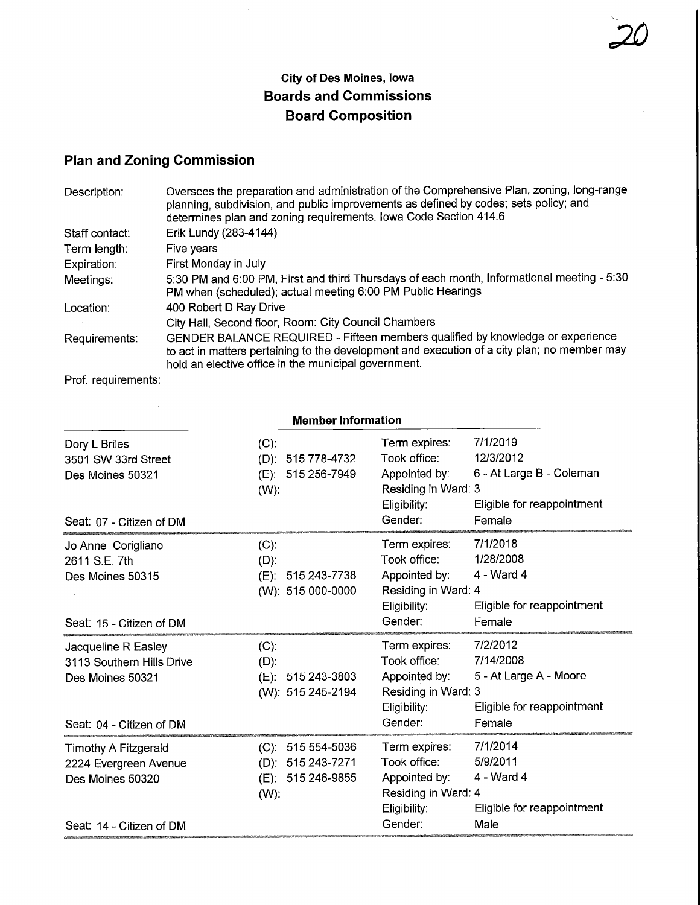20

## City of Des Moines, Iowa
## Boards and Commissions
## Board Composition

## Plan and Zoning Commission

| | |
|---|---|
| Description: | Oversees the preparation and administration of the Comprehensive Plan, zoning, long-range planning, subdivision, and public improvements as defined by codes; sets policy; and determines plan and zoning requirements. Iowa Code Section 414.6 |
| Staff contact: | Erik Lundy (283-4144) |
| Term length: | Five years |
| Expiration: | First Monday in July |
| Meetings: | 5:30 PM and 6:00 PM, First and third Thursdays of each month, Informational meeting - 5:30 PM when (scheduled); actual meeting 6:00 PM Public Hearings |
| Location: | 400 Robert D Ray Drive<br>City Hall, Second floor, Room: City Council Chambers |
| Requirements: | GENDER BALANCE REQUIRED - Fifteen members qualified by knowledge or experience to act in matters pertaining to the development and execution of a city plan; no member may hold an elective office in the municipal government. |
| Prof. requirements: | |

### Member Information

| Member | Phone | | |
|---|---|---|---|
| Dory L Briles<br>3501 SW 33rd Street<br>Des Moines 50321<br><br>Seat: 07 - Citizen of DM | (C):<br>(D): 515 778-4732<br>(E): 515 256-7949<br>(W): | Term expires:<br>Took office:<br>Appointed by:<br>Residing in Ward: 3<br>Eligibility:<br>Gender: | 7/1/2019<br>12/3/2012<br>6 - At Large B - Coleman<br><br>Eligible for reappointment<br>Female |
| Jo Anne Corigliano<br>2611 S.E. 7th<br>Des Moines 50315<br><br>Seat: 15 - Citizen of DM | (C):<br>(D):<br>(E): 515 243-7738<br>(W): 515 000-0000 | Term expires:<br>Took office:<br>Appointed by:<br>Residing in Ward: 4<br>Eligibility:<br>Gender: | 7/1/2018<br>1/28/2008<br>4 - Ward 4<br><br>Eligible for reappointment<br>Female |
| Jacqueline R Easley<br>3113 Southern Hills Drive<br>Des Moines 50321<br><br>Seat: 04 - Citizen of DM | (C):<br>(D):<br>(E): 515 243-3803<br>(W): 515 245-2194 | Term expires:<br>Took office:<br>Appointed by:<br>Residing in Ward: 3<br>Eligibility:<br>Gender: | 7/2/2012<br>7/14/2008<br>5 - At Large A - Moore<br><br>Eligible for reappointment<br>Female |
| Timothy A Fitzgerald<br>2224 Evergreen Avenue<br>Des Moines 50320<br><br>Seat: 14 - Citizen of DM | (C): 515 554-5036<br>(D): 515 243-7271<br>(E): 515 246-9855<br>(W): | Term expires:<br>Took office:<br>Appointed by:<br>Residing in Ward: 4<br>Eligibility:<br>Gender: | 7/1/2014<br>5/9/2011<br>4 - Ward 4<br><br>Eligible for reappointment<br>Male |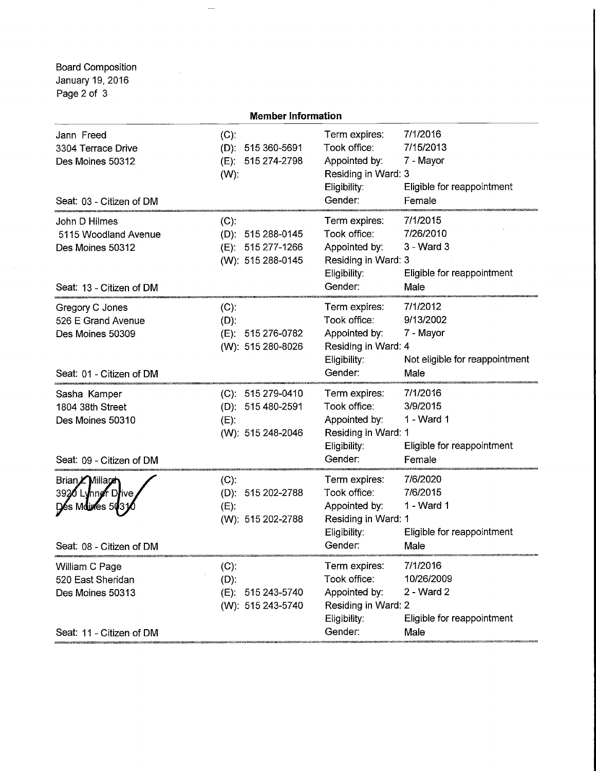Board Composition
January 19, 2016

**Member Information**

| Name / Address / Seat | Phone | Details | |
|---|---|---|---|
| Jann Freed<br>3304 Terrace Drive<br>Des Moines 50312<br><br>Seat: 03 - Citizen of DM | (C):<br>(D): 515 360-5691<br>(E): 515 274-2798<br>(W): | Term expires:<br>Took office:<br>Appointed by:<br>Residing in Ward: 3<br>Eligibility:<br>Gender: | 7/1/2016<br>7/15/2013<br>7 - Mayor<br><br>Eligible for reappointment<br>Female |
| John D Hilmes<br>5115 Woodland Avenue<br>Des Moines 50312<br><br>Seat: 13 - Citizen of DM | (C):<br>(D): 515 288-0145<br>(E): 515 277-1266<br>(W): 515 288-0145 | Term expires:<br>Took office:<br>Appointed by:<br>Residing in Ward: 3<br>Eligibility:<br>Gender: | 7/1/2015<br>7/26/2010<br>3 - Ward 3<br><br>Eligible for reappointment<br>Male |
| Gregory C Jones<br>526 E Grand Avenue<br>Des Moines 50309<br><br>Seat: 01 - Citizen of DM | (C):<br>(D):<br>(E): 515 276-0782<br>(W): 515 280-8026 | Term expires:<br>Took office:<br>Appointed by:<br>Residing in Ward: 4<br>Eligibility:<br>Gender: | 7/1/2012<br>9/13/2002<br>7 - Mayor<br><br>Not eligible for reappointment<br>Male |
| Sasha Kamper<br>1804 38th Street<br>Des Moines 50310<br><br>Seat: 09 - Citizen of DM | (C): 515 279-0410<br>(D): 515 480-2591<br>(E):<br>(W): 515 248-2046 | Term expires:<br>Took office:<br>Appointed by:<br>Residing in Ward: 1<br>Eligibility:<br>Gender: | 7/1/2016<br>3/9/2015<br>1 - Ward 1<br><br>Eligible for reappointment<br>Female |
| Brian L Millard<br>3920 Lynner Drive<br>Des Moines 50310<br><br>Seat: 08 - Citizen of DM | (C):<br>(D): 515 202-2788<br>(E):<br>(W): 515 202-2788 | Term expires:<br>Took office:<br>Appointed by:<br>Residing in Ward: 1<br>Eligibility:<br>Gender: | 7/6/2020<br>7/6/2015<br>1 - Ward 1<br><br>Eligible for reappointment<br>Male |
| William C Page<br>520 East Sheridan<br>Des Moines 50313<br><br>Seat: 11 - Citizen of DM | (C):<br>(D):<br>(E): 515 243-5740<br>(W): 515 243-5740 | Term expires:<br>Took office:<br>Appointed by:<br>Residing in Ward: 2<br>Eligibility:<br>Gender: | 7/1/2016<br>10/26/2009<br>2 - Ward 2<br><br>Eligible for reappointment<br>Male |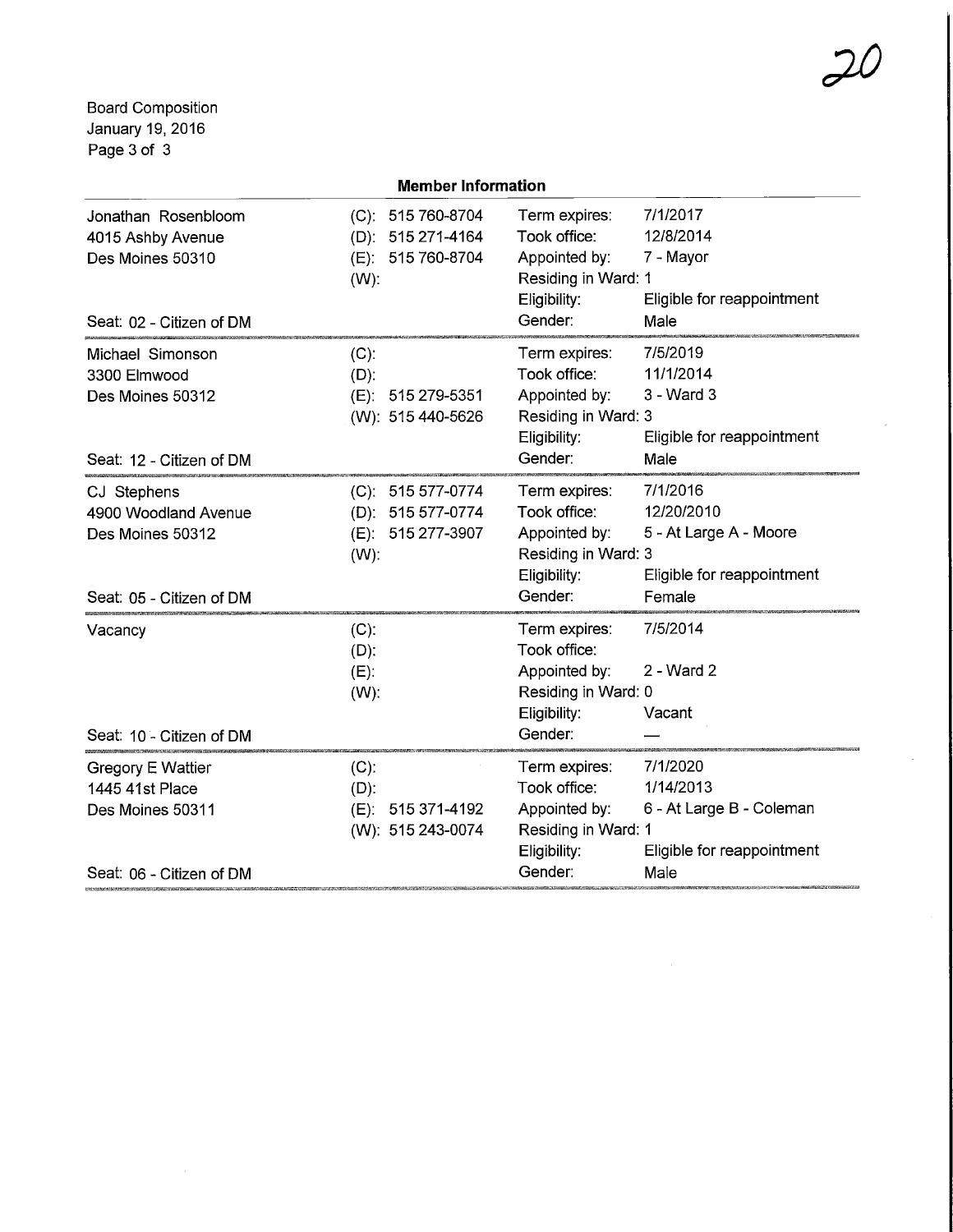20

Board Composition
January 19, 2016

## Member Information

| | | | |
|---|---|---|---|
| Jonathan Rosenbloom<br>4015 Ashby Avenue<br>Des Moines 50310<br><br>Seat: 02 - Citizen of DM | (C): 515 760-8704<br>(D): 515 271-4164<br>(E): 515 760-8704<br>(W): | Term expires:<br>Took office:<br>Appointed by:<br>Residing in Ward:<br>Eligibility:<br>Gender: | 7/1/2017<br>12/8/2014<br>7 - Mayor<br>1<br>Eligible for reappointment<br>Male |
| Michael Simonson<br>3300 Elmwood<br>Des Moines 50312<br><br>Seat: 12 - Citizen of DM | (C):<br>(D):<br>(E): 515 279-5351<br>(W): 515 440-5626 | Term expires:<br>Took office:<br>Appointed by:<br>Residing in Ward:<br>Eligibility:<br>Gender: | 7/5/2019<br>11/1/2014<br>3 - Ward 3<br>3<br>Eligible for reappointment<br>Male |
| CJ Stephens<br>4900 Woodland Avenue<br>Des Moines 50312<br><br>Seat: 05 - Citizen of DM | (C): 515 577-0774<br>(D): 515 577-0774<br>(E): 515 277-3907<br>(W): | Term expires:<br>Took office:<br>Appointed by:<br>Residing in Ward:<br>Eligibility:<br>Gender: | 7/1/2016<br>12/20/2010<br>5 - At Large A - Moore<br>3<br>Eligible for reappointment<br>Female |
| Vacancy<br><br><br><br>Seat: 10 - Citizen of DM | (C):<br>(D):<br>(E):<br>(W): | Term expires:<br>Took office:<br>Appointed by:<br>Residing in Ward:<br>Eligibility:<br>Gender: | 7/5/2014<br><br>2 - Ward 2<br>0<br>Vacant<br>— |
| Gregory E Wattier<br>1445 41st Place<br>Des Moines 50311<br><br>Seat: 06 - Citizen of DM | (C):<br>(D):<br>(E): 515 371-4192<br>(W): 515 243-0074 | Term expires:<br>Took office:<br>Appointed by:<br>Residing in Ward:<br>Eligibility:<br>Gender: | 7/1/2020<br>1/14/2013<br>6 - At Large B - Coleman<br>1<br>Eligible for reappointment<br>Male |